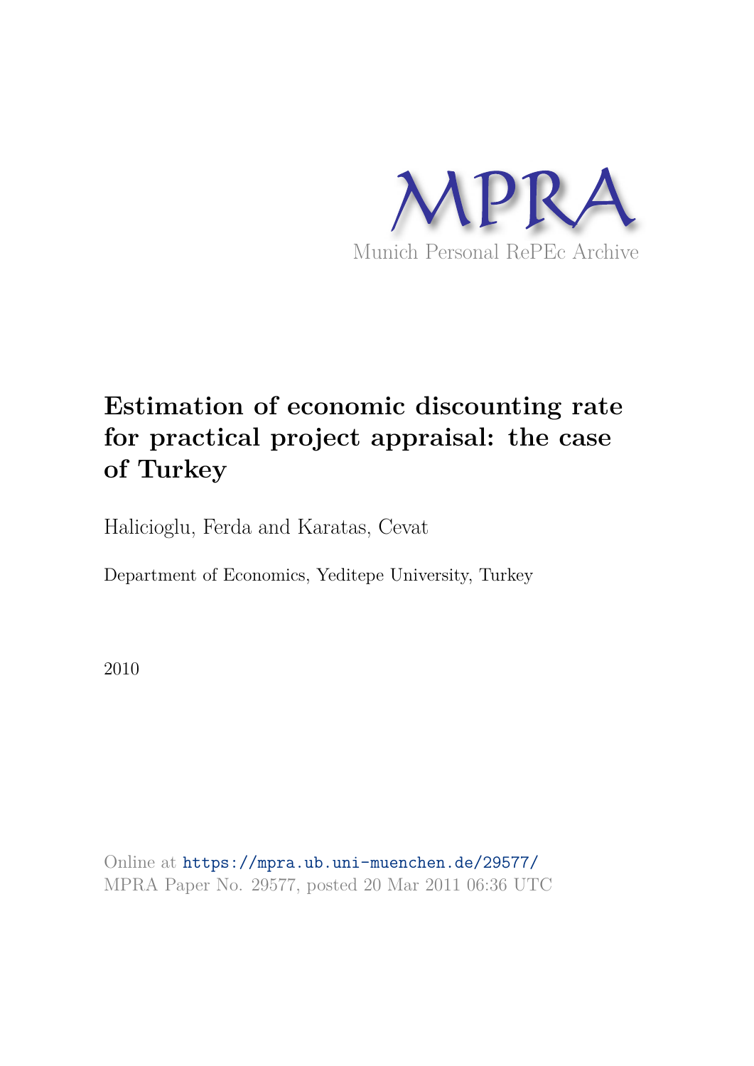MPRA

Munich Personal RePEc Archive

# Estimation of economic discounting rate for practical project appraisal: the case of Turkey

Halicioglu, Ferda and Karatas, Cevat

Department of Economics, Yeditepe University, Turkey

2010

Online at https://mpra.ub.uni-muenchen.de/29577/
MPRA Paper No. 29577, posted 20 Mar 2011 06:36 UTC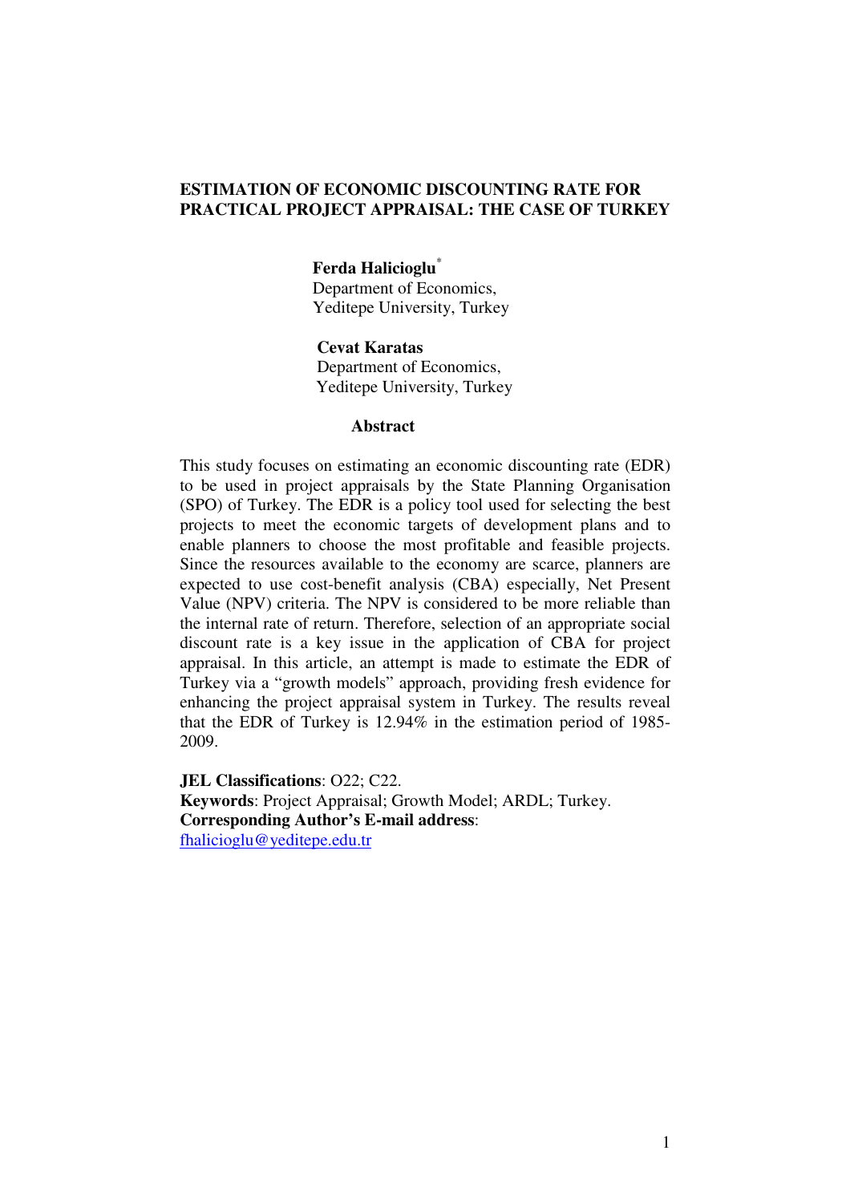# ESTIMATION OF ECONOMIC DISCOUNTING RATE FOR PRACTICAL PROJECT APPRAISAL: THE CASE OF TURKEY

**Ferda Halicioglu**[*]
Department of Economics,
Yeditepe University, Turkey

**Cevat Karatas**
Department of Economics,
Yeditepe University, Turkey

**Abstract**

This study focuses on estimating an economic discounting rate (EDR) to be used in project appraisals by the State Planning Organisation (SPO) of Turkey. The EDR is a policy tool used for selecting the best projects to meet the economic targets of development plans and to enable planners to choose the most profitable and feasible projects. Since the resources available to the economy are scarce, planners are expected to use cost-benefit analysis (CBA) especially, Net Present Value (NPV) criteria. The NPV is considered to be more reliable than the internal rate of return. Therefore, selection of an appropriate social discount rate is a key issue in the application of CBA for project appraisal. In this article, an attempt is made to estimate the EDR of Turkey via a "growth models" approach, providing fresh evidence for enhancing the project appraisal system in Turkey. The results reveal that the EDR of Turkey is 12.94% in the estimation period of 1985-2009.

**JEL Classifications**: O22; C22.
**Keywords**: Project Appraisal; Growth Model; ARDL; Turkey.
**Corresponding Author's E-mail address**:
fhalicioglu@yeditepe.edu.tr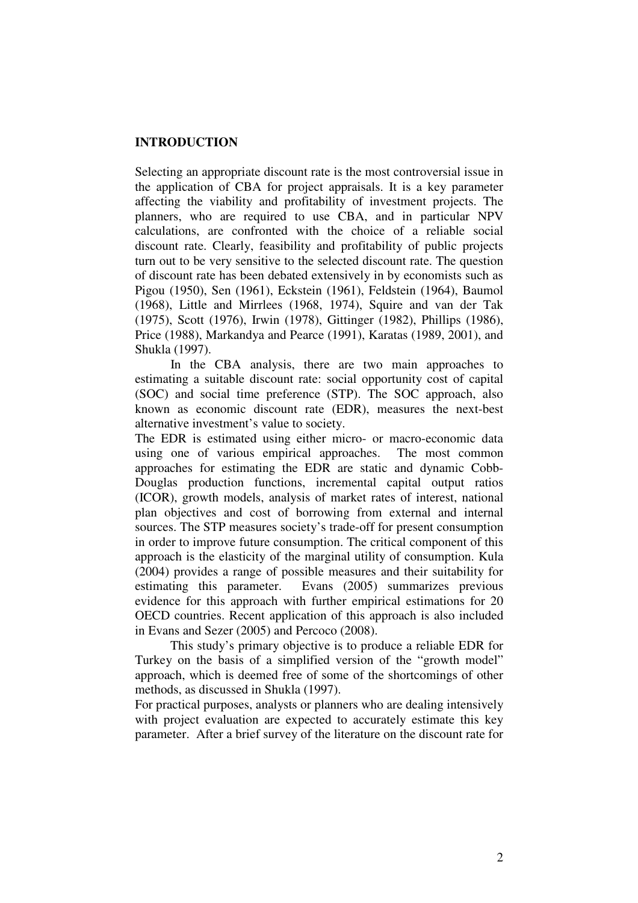## INTRODUCTION

Selecting an appropriate discount rate is the most controversial issue in the application of CBA for project appraisals. It is a key parameter affecting the viability and profitability of investment projects. The planners, who are required to use CBA, and in particular NPV calculations, are confronted with the choice of a reliable social discount rate. Clearly, feasibility and profitability of public projects turn out to be very sensitive to the selected discount rate. The question of discount rate has been debated extensively in by economists such as Pigou (1950), Sen (1961), Eckstein (1961), Feldstein (1964), Baumol (1968), Little and Mirrlees (1968, 1974), Squire and van der Tak (1975), Scott (1976), Irwin (1978), Gittinger (1982), Phillips (1986), Price (1988), Markandya and Pearce (1991), Karatas (1989, 2001), and Shukla (1997).

In the CBA analysis, there are two main approaches to estimating a suitable discount rate: social opportunity cost of capital (SOC) and social time preference (STP). The SOC approach, also known as economic discount rate (EDR), measures the next-best alternative investment's value to society.

The EDR is estimated using either micro- or macro-economic data using one of various empirical approaches. The most common approaches for estimating the EDR are static and dynamic Cobb-Douglas production functions, incremental capital output ratios (ICOR), growth models, analysis of market rates of interest, national plan objectives and cost of borrowing from external and internal sources. The STP measures society's trade-off for present consumption in order to improve future consumption. The critical component of this approach is the elasticity of the marginal utility of consumption. Kula (2004) provides a range of possible measures and their suitability for estimating this parameter. Evans (2005) summarizes previous evidence for this approach with further empirical estimations for 20 OECD countries. Recent application of this approach is also included in Evans and Sezer (2005) and Percoco (2008).

This study's primary objective is to produce a reliable EDR for Turkey on the basis of a simplified version of the "growth model" approach, which is deemed free of some of the shortcomings of other methods, as discussed in Shukla (1997).

For practical purposes, analysts or planners who are dealing intensively with project evaluation are expected to accurately estimate this key parameter. After a brief survey of the literature on the discount rate for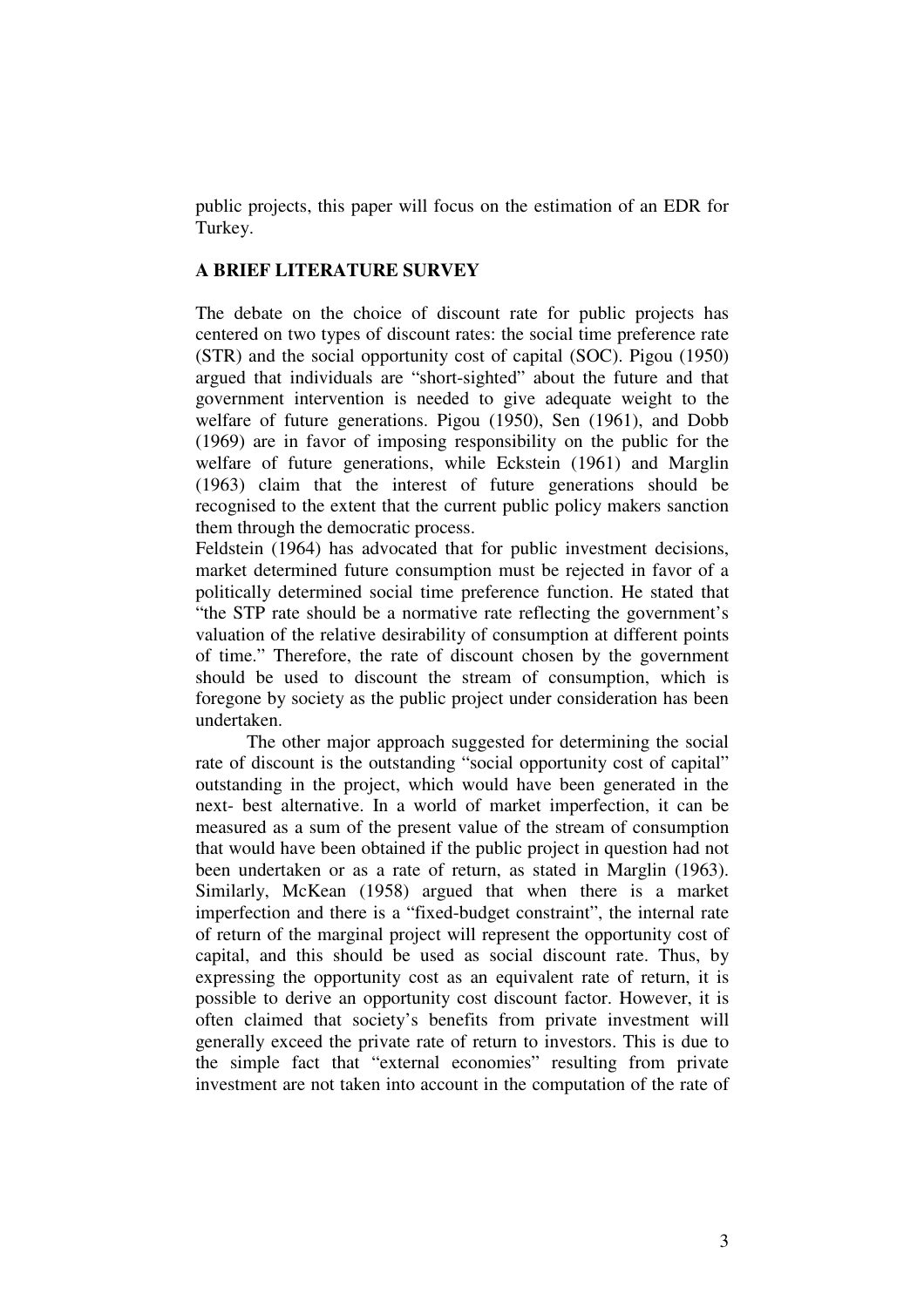public projects, this paper will focus on the estimation of an EDR for Turkey.

## A BRIEF LITERATURE SURVEY

The debate on the choice of discount rate for public projects has centered on two types of discount rates: the social time preference rate (STR) and the social opportunity cost of capital (SOC). Pigou (1950) argued that individuals are "short-sighted" about the future and that government intervention is needed to give adequate weight to the welfare of future generations. Pigou (1950), Sen (1961), and Dobb (1969) are in favor of imposing responsibility on the public for the welfare of future generations, while Eckstein (1961) and Marglin (1963) claim that the interest of future generations should be recognised to the extent that the current public policy makers sanction them through the democratic process.

Feldstein (1964) has advocated that for public investment decisions, market determined future consumption must be rejected in favor of a politically determined social time preference function. He stated that "the STP rate should be a normative rate reflecting the government's valuation of the relative desirability of consumption at different points of time." Therefore, the rate of discount chosen by the government should be used to discount the stream of consumption, which is foregone by society as the public project under consideration has been undertaken.

The other major approach suggested for determining the social rate of discount is the outstanding "social opportunity cost of capital" outstanding in the project, which would have been generated in the next- best alternative. In a world of market imperfection, it can be measured as a sum of the present value of the stream of consumption that would have been obtained if the public project in question had not been undertaken or as a rate of return, as stated in Marglin (1963). Similarly, McKean (1958) argued that when there is a market imperfection and there is a "fixed-budget constraint", the internal rate of return of the marginal project will represent the opportunity cost of capital, and this should be used as social discount rate. Thus, by expressing the opportunity cost as an equivalent rate of return, it is possible to derive an opportunity cost discount factor. However, it is often claimed that society's benefits from private investment will generally exceed the private rate of return to investors. This is due to the simple fact that "external economies" resulting from private investment are not taken into account in the computation of the rate of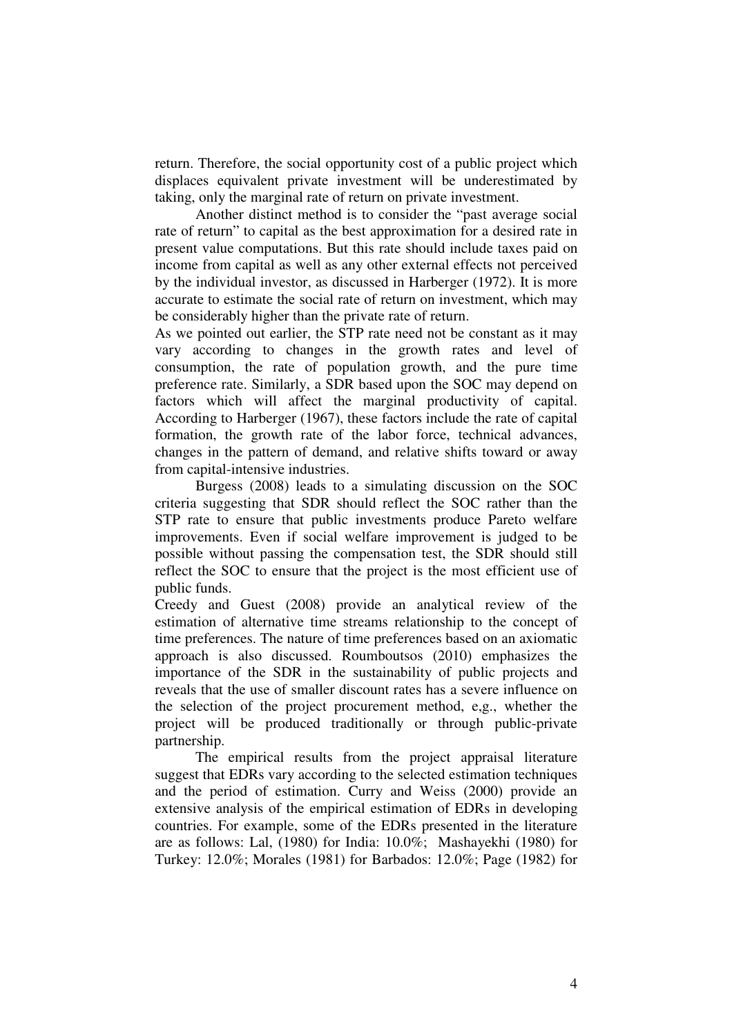return. Therefore, the social opportunity cost of a public project which displaces equivalent private investment will be underestimated by taking, only the marginal rate of return on private investment.

Another distinct method is to consider the "past average social rate of return" to capital as the best approximation for a desired rate in present value computations. But this rate should include taxes paid on income from capital as well as any other external effects not perceived by the individual investor, as discussed in Harberger (1972). It is more accurate to estimate the social rate of return on investment, which may be considerably higher than the private rate of return.

As we pointed out earlier, the STP rate need not be constant as it may vary according to changes in the growth rates and level of consumption, the rate of population growth, and the pure time preference rate. Similarly, a SDR based upon the SOC may depend on factors which will affect the marginal productivity of capital. According to Harberger (1967), these factors include the rate of capital formation, the growth rate of the labor force, technical advances, changes in the pattern of demand, and relative shifts toward or away from capital-intensive industries.

Burgess (2008) leads to a simulating discussion on the SOC criteria suggesting that SDR should reflect the SOC rather than the STP rate to ensure that public investments produce Pareto welfare improvements. Even if social welfare improvement is judged to be possible without passing the compensation test, the SDR should still reflect the SOC to ensure that the project is the most efficient use of public funds.

Creedy and Guest (2008) provide an analytical review of the estimation of alternative time streams relationship to the concept of time preferences. The nature of time preferences based on an axiomatic approach is also discussed. Roumboutsos (2010) emphasizes the importance of the SDR in the sustainability of public projects and reveals that the use of smaller discount rates has a severe influence on the selection of the project procurement method, e,g., whether the project will be produced traditionally or through public-private partnership.

The empirical results from the project appraisal literature suggest that EDRs vary according to the selected estimation techniques and the period of estimation. Curry and Weiss (2000) provide an extensive analysis of the empirical estimation of EDRs in developing countries. For example, some of the EDRs presented in the literature are as follows: Lal, (1980) for India: 10.0%; Mashayekhi (1980) for Turkey: 12.0%; Morales (1981) for Barbados: 12.0%; Page (1982) for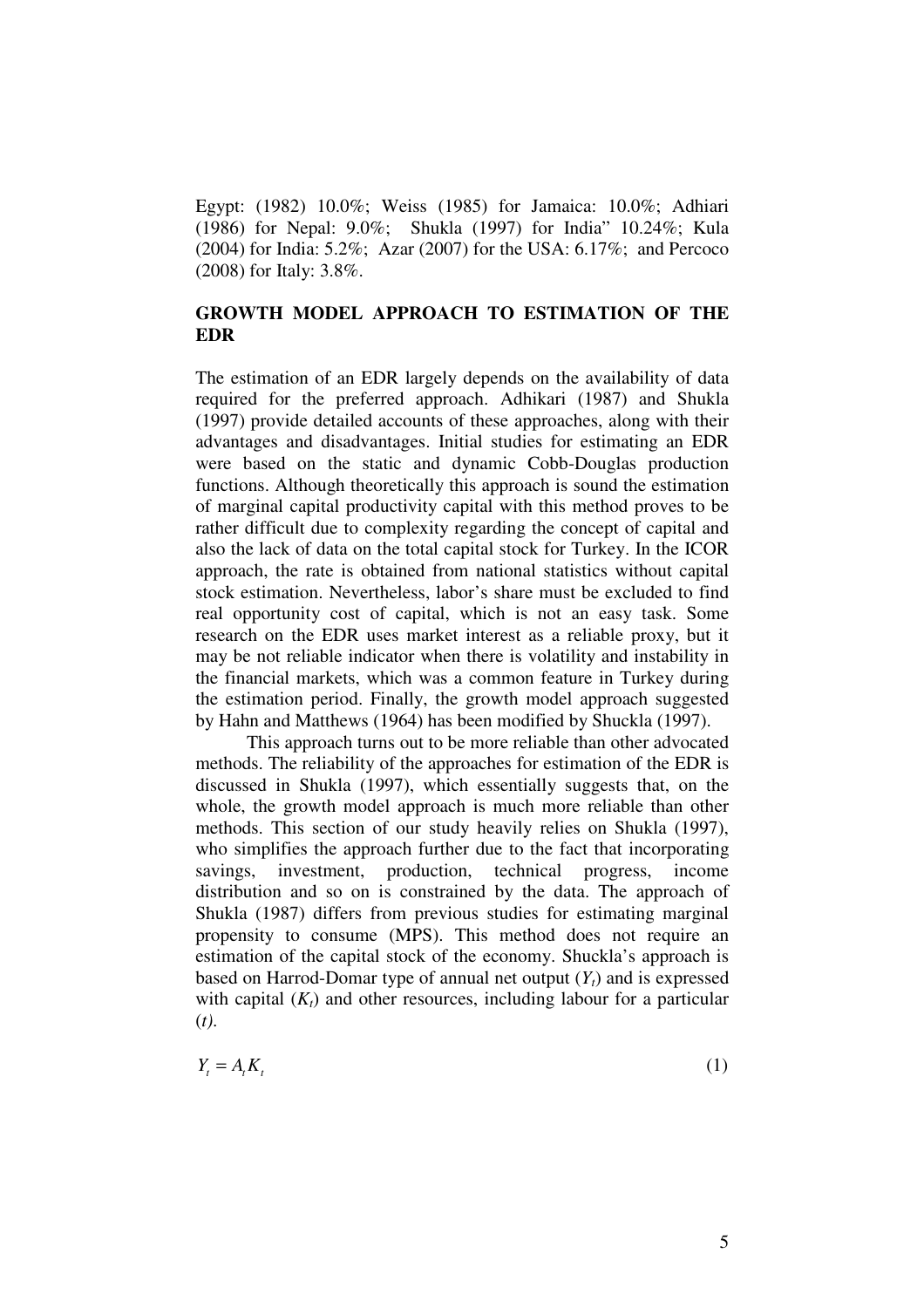Egypt: (1982) 10.0%; Weiss (1985) for Jamaica: 10.0%; Adhiari (1986) for Nepal: 9.0%; Shukla (1997) for India" 10.24%; Kula (2004) for India: 5.2%; Azar (2007) for the USA: 6.17%; and Percoco (2008) for Italy: 3.8%.

## GROWTH MODEL APPROACH TO ESTIMATION OF THE EDR

The estimation of an EDR largely depends on the availability of data required for the preferred approach. Adhikari (1987) and Shukla (1997) provide detailed accounts of these approaches, along with their advantages and disadvantages. Initial studies for estimating an EDR were based on the static and dynamic Cobb-Douglas production functions. Although theoretically this approach is sound the estimation of marginal capital productivity capital with this method proves to be rather difficult due to complexity regarding the concept of capital and also the lack of data on the total capital stock for Turkey. In the ICOR approach, the rate is obtained from national statistics without capital stock estimation. Nevertheless, labor's share must be excluded to find real opportunity cost of capital, which is not an easy task. Some research on the EDR uses market interest as a reliable proxy, but it may be not reliable indicator when there is volatility and instability in the financial markets, which was a common feature in Turkey during the estimation period. Finally, the growth model approach suggested by Hahn and Matthews (1964) has been modified by Shuckla (1997).

This approach turns out to be more reliable than other advocated methods. The reliability of the approaches for estimation of the EDR is discussed in Shukla (1997), which essentially suggests that, on the whole, the growth model approach is much more reliable than other methods. This section of our study heavily relies on Shukla (1997), who simplifies the approach further due to the fact that incorporating savings, investment, production, technical progress, income distribution and so on is constrained by the data. The approach of Shukla (1987) differs from previous studies for estimating marginal propensity to consume (MPS). This method does not require an estimation of the capital stock of the economy. Shuckla's approach is based on Harrod-Domar type of annual net output ($Y_t$) and is expressed with capital ($K_t$) and other resources, including labour for a particular ($t$).

$$Y_t = A_t K_t \tag{1}$$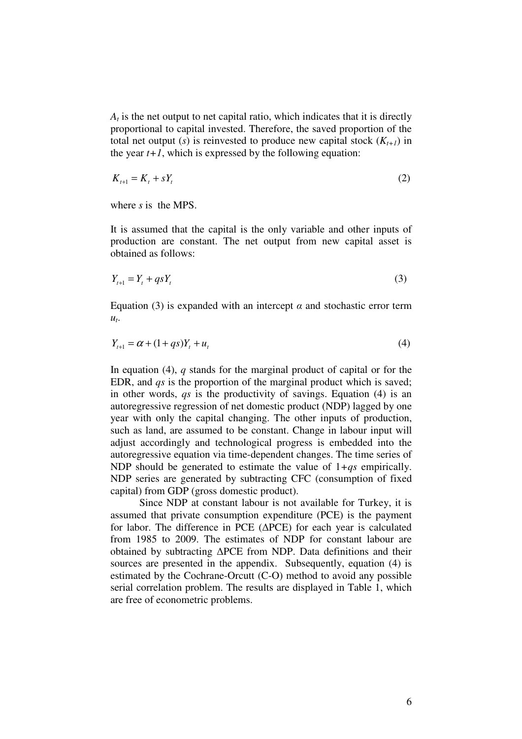$A_t$ is the net output to net capital ratio, which indicates that it is directly proportional to capital invested. Therefore, the saved proportion of the total net output ($s$) is reinvested to produce new capital stock ($K_{t+1}$) in the year $t+1$, which is expressed by the following equation:

$$K_{t+1} = K_t + sY_t \tag{2}$$

where $s$ is the MPS.

It is assumed that the capital is the only variable and other inputs of production are constant. The net output from new capital asset is obtained as follows:

$$Y_{t+1} = Y_t + qsY_t \tag{3}$$

Equation (3) is expanded with an intercept $\alpha$ and stochastic error term $u_t$.

$$Y_{t+1} = \alpha + (1 + qs)Y_t + u_t \tag{4}$$

In equation (4), $q$ stands for the marginal product of capital or for the EDR, and $qs$ is the proportion of the marginal product which is saved; in other words, $qs$ is the productivity of savings. Equation (4) is an autoregressive regression of net domestic product (NDP) lagged by one year with only the capital changing. The other inputs of production, such as land, are assumed to be constant. Change in labour input will adjust accordingly and technological progress is embedded into the autoregressive equation via time-dependent changes. The time series of NDP should be generated to estimate the value of $1+qs$ empirically. NDP series are generated by subtracting CFC (consumption of fixed capital) from GDP (gross domestic product).

Since NDP at constant labour is not available for Turkey, it is assumed that private consumption expenditure (PCE) is the payment for labor. The difference in PCE ($\Delta$PCE) for each year is calculated from 1985 to 2009. The estimates of NDP for constant labour are obtained by subtracting $\Delta$PCE from NDP. Data definitions and their sources are presented in the appendix. Subsequently, equation (4) is estimated by the Cochrane-Orcutt (C-O) method to avoid any possible serial correlation problem. The results are displayed in Table 1, which are free of econometric problems.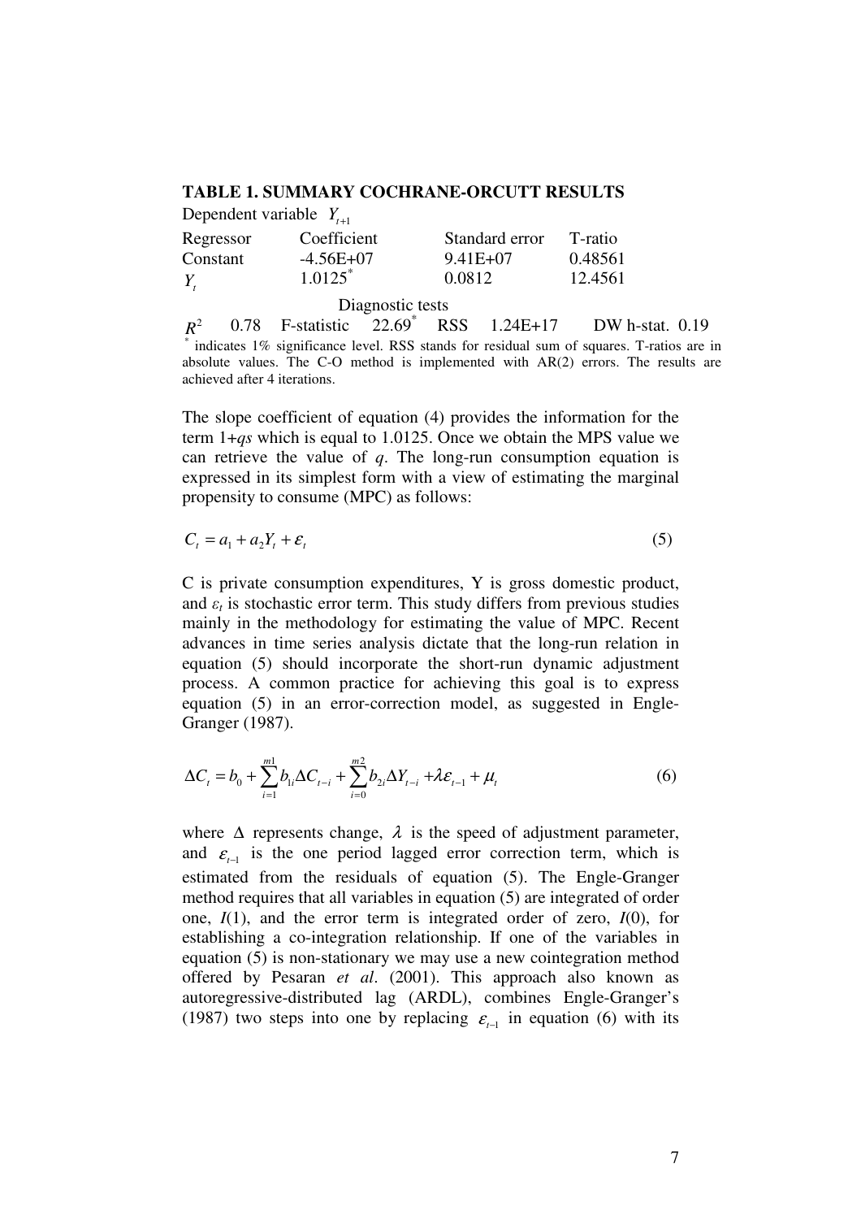**TABLE 1. SUMMARY COCHRANE-ORCUTT RESULTS**

Dependent variable $Y_{t+1}$

| Regressor | Coefficient | Standard error | T-ratio |
|---|---|---|---|
| Constant | -4.56E+07 | 9.41E+07 | 0.48561 |
| $Y_t$ | 1.0125* | 0.0812 | 12.4561 |

Diagnostic tests

$R^2$ 0.78 F-statistic 22.69* RSS 1.24E+17 DW h-stat. 0.19

* indicates 1% significance level. RSS stands for residual sum of squares. T-ratios are in absolute values. The C-O method is implemented with AR(2) errors. The results are achieved after 4 iterations.

The slope coefficient of equation (4) provides the information for the term 1+*qs* which is equal to 1.0125. Once we obtain the MPS value we can retrieve the value of *q*. The long-run consumption equation is expressed in its simplest form with a view of estimating the marginal propensity to consume (MPC) as follows:

$$C_t = a_1 + a_2 Y_t + \varepsilon_t \tag{5}$$

C is private consumption expenditures, Y is gross domestic product, and $\varepsilon_t$ is stochastic error term. This study differs from previous studies mainly in the methodology for estimating the value of MPC. Recent advances in time series analysis dictate that the long-run relation in equation (5) should incorporate the short-run dynamic adjustment process. A common practice for achieving this goal is to express equation (5) in an error-correction model, as suggested in Engle-Granger (1987).

$$\Delta C_t = b_0 + \sum_{i=1}^{m1} b_{1i} \Delta C_{t-i} + \sum_{i=0}^{m2} b_{2i} \Delta Y_{t-i} + \lambda \varepsilon_{t-1} + \mu_t \tag{6}$$

where $\Delta$ represents change, $\lambda$ is the speed of adjustment parameter, and $\varepsilon_{t-1}$ is the one period lagged error correction term, which is estimated from the residuals of equation (5). The Engle-Granger method requires that all variables in equation (5) are integrated of order one, *I*(1), and the error term is integrated order of zero, *I*(0), for establishing a co-integration relationship. If one of the variables in equation (5) is non-stationary we may use a new cointegration method offered by Pesaran *et al*. (2001). This approach also known as autoregressive-distributed lag (ARDL), combines Engle-Granger's (1987) two steps into one by replacing $\varepsilon_{t-1}$ in equation (6) with its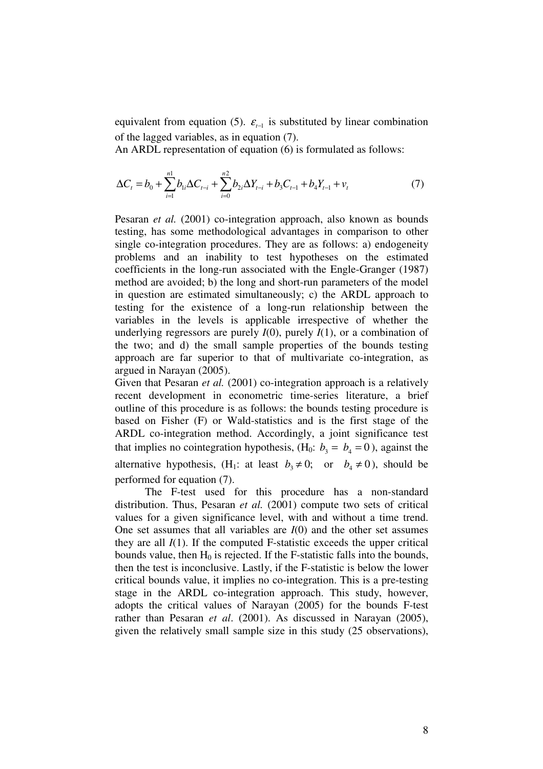equivalent from equation (5). $\varepsilon_{t-1}$ is substituted by linear combination of the lagged variables, as in equation (7).

An ARDL representation of equation (6) is formulated as follows:

$$\Delta C_t = b_0 + \sum_{i=1}^{n1} b_{1i} \Delta C_{t-i} + \sum_{i=0}^{n2} b_{2i} \Delta Y_{t-i} + b_3 C_{t-1} + b_4 Y_{t-1} + v_t \qquad (7)$$

Pesaran *et al.* (2001) co-integration approach, also known as bounds testing, has some methodological advantages in comparison to other single co-integration procedures. They are as follows: a) endogeneity problems and an inability to test hypotheses on the estimated coefficients in the long-run associated with the Engle-Granger (1987) method are avoided; b) the long and short-run parameters of the model in question are estimated simultaneously; c) the ARDL approach to testing for the existence of a long-run relationship between the variables in the levels is applicable irrespective of whether the underlying regressors are purely $I(0)$, purely $I(1)$, or a combination of the two; and d) the small sample properties of the bounds testing approach are far superior to that of multivariate co-integration, as argued in Narayan (2005).

Given that Pesaran *et al.* (2001) co-integration approach is a relatively recent development in econometric time-series literature, a brief outline of this procedure is as follows: the bounds testing procedure is based on Fisher (F) or Wald-statistics and is the first stage of the ARDL co-integration method. Accordingly, a joint significance test that implies no cointegration hypothesis, ($H_0$: $b_3 = b_4 = 0$), against the alternative hypothesis, ($H_1$: at least $b_3 \neq 0$; or $b_4 \neq 0$), should be performed for equation (7).

The F-test used for this procedure has a non-standard distribution. Thus, Pesaran *et al.* (2001) compute two sets of critical values for a given significance level, with and without a time trend. One set assumes that all variables are $I(0)$ and the other set assumes they are all $I(1)$. If the computed F-statistic exceeds the upper critical bounds value, then $H_0$ is rejected. If the F-statistic falls into the bounds, then the test is inconclusive. Lastly, if the F-statistic is below the lower critical bounds value, it implies no co-integration. This is a pre-testing stage in the ARDL co-integration approach. This study, however, adopts the critical values of Narayan (2005) for the bounds F-test rather than Pesaran *et al*. (2001). As discussed in Narayan (2005), given the relatively small sample size in this study (25 observations),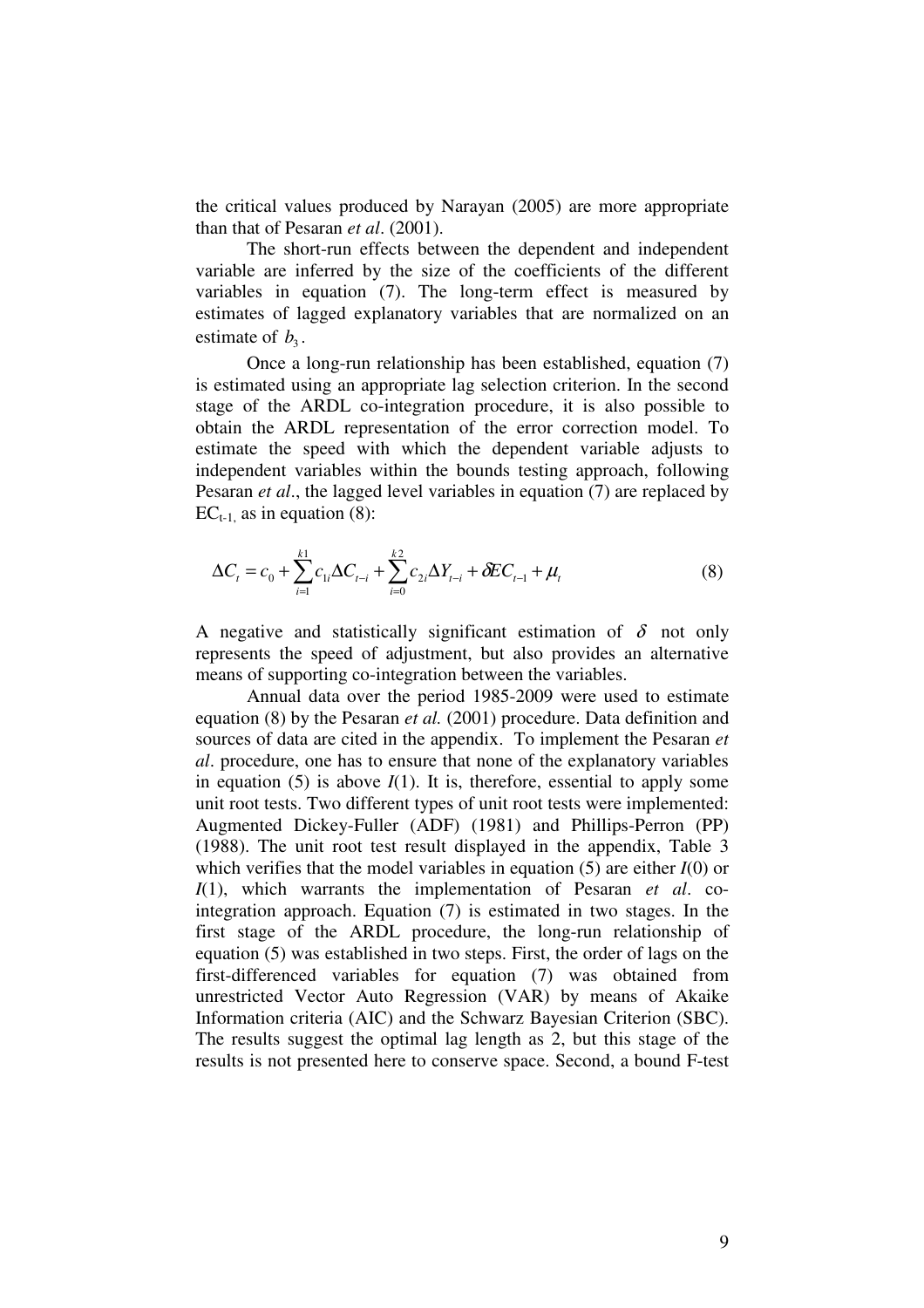the critical values produced by Narayan (2005) are more appropriate than that of Pesaran *et al*. (2001).

The short-run effects between the dependent and independent variable are inferred by the size of the coefficients of the different variables in equation (7). The long-term effect is measured by estimates of lagged explanatory variables that are normalized on an estimate of $b_3$.

Once a long-run relationship has been established, equation (7) is estimated using an appropriate lag selection criterion. In the second stage of the ARDL co-integration procedure, it is also possible to obtain the ARDL representation of the error correction model. To estimate the speed with which the dependent variable adjusts to independent variables within the bounds testing approach, following Pesaran *et al*., the lagged level variables in equation (7) are replaced by $EC_{t-1,}$ as in equation (8):

$$\Delta C_t = c_0 + \sum_{i=1}^{k1} c_{1i} \Delta C_{t-i} + \sum_{i=0}^{k2} c_{2i} \Delta Y_{t-i} + \delta EC_{t-1} + \mu_t \tag{8}$$

A negative and statistically significant estimation of $\delta$ not only represents the speed of adjustment, but also provides an alternative means of supporting co-integration between the variables.

Annual data over the period 1985-2009 were used to estimate equation (8) by the Pesaran *et al.* (2001) procedure. Data definition and sources of data are cited in the appendix. To implement the Pesaran *et al*. procedure, one has to ensure that none of the explanatory variables in equation (5) is above *I*(1). It is, therefore, essential to apply some unit root tests. Two different types of unit root tests were implemented: Augmented Dickey-Fuller (ADF) (1981) and Phillips-Perron (PP) (1988). The unit root test result displayed in the appendix, Table 3 which verifies that the model variables in equation (5) are either *I*(0) or *I*(1), which warrants the implementation of Pesaran *et al*. co-integration approach. Equation (7) is estimated in two stages. In the first stage of the ARDL procedure, the long-run relationship of equation (5) was established in two steps. First, the order of lags on the first-differenced variables for equation (7) was obtained from unrestricted Vector Auto Regression (VAR) by means of Akaike Information criteria (AIC) and the Schwarz Bayesian Criterion (SBC). The results suggest the optimal lag length as 2, but this stage of the results is not presented here to conserve space. Second, a bound F-test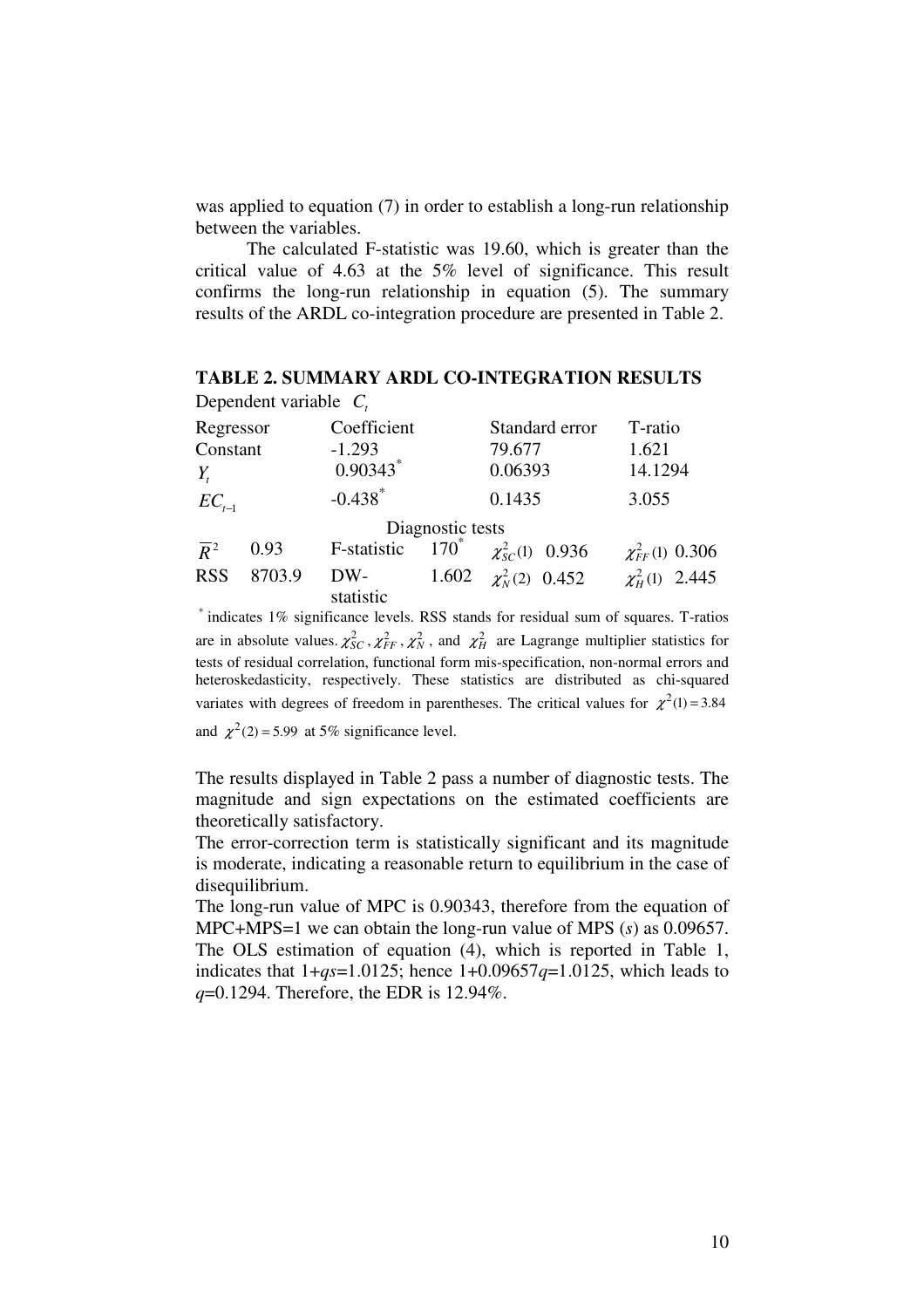was applied to equation (7) in order to establish a long-run relationship between the variables.

The calculated F-statistic was 19.60, which is greater than the critical value of 4.63 at the 5% level of significance. This result confirms the long-run relationship in equation (5). The summary results of the ARDL co-integration procedure are presented in Table 2.

**TABLE 2. SUMMARY ARDL CO-INTEGRATION RESULTS**

Dependent variable $C_t$

| Regressor | | Coefficient | | Standard error | T-ratio |
|---|---|---|---|---|---|
| Constant | | -1.293 | | 79.677 | 1.621 |
| $Y_t$ | | 0.90343* | | 0.06393 | 14.1294 |
| $EC_{t-1}$ | | -0.438* | | 0.1435 | 3.055 |
| | | Diagnostic tests | | | |
| $\overline{R}^2$ | 0.93 | F-statistic | 170* | $\chi^2_{SC}(1)$ 0.936 | $\chi^2_{FF}(1)$ 0.306 |
| RSS | 8703.9 | DW-statistic | 1.602 | $\chi^2_N(2)$ 0.452 | $\chi^2_H(1)$ 2.445 |

* indicates 1% significance levels. RSS stands for residual sum of squares. T-ratios are in absolute values. $\chi^2_{SC}$, $\chi^2_{FF}$, $\chi^2_N$, and $\chi^2_H$ are Lagrange multiplier statistics for tests of residual correlation, functional form mis-specification, non-normal errors and heteroskedasticity, respectively. These statistics are distributed as chi-squared variates with degrees of freedom in parentheses. The critical values for $\chi^2(1) = 3.84$ and $\chi^2(2) = 5.99$ at 5% significance level.

The results displayed in Table 2 pass a number of diagnostic tests. The magnitude and sign expectations on the estimated coefficients are theoretically satisfactory.

The error-correction term is statistically significant and its magnitude is moderate, indicating a reasonable return to equilibrium in the case of disequilibrium.

The long-run value of MPC is 0.90343, therefore from the equation of MPC+MPS=1 we can obtain the long-run value of MPS ($s$) as 0.09657. The OLS estimation of equation (4), which is reported in Table 1, indicates that $1+qs=1.0125$; hence $1+0.09657q=1.0125$, which leads to $q=0.1294$. Therefore, the EDR is 12.94%.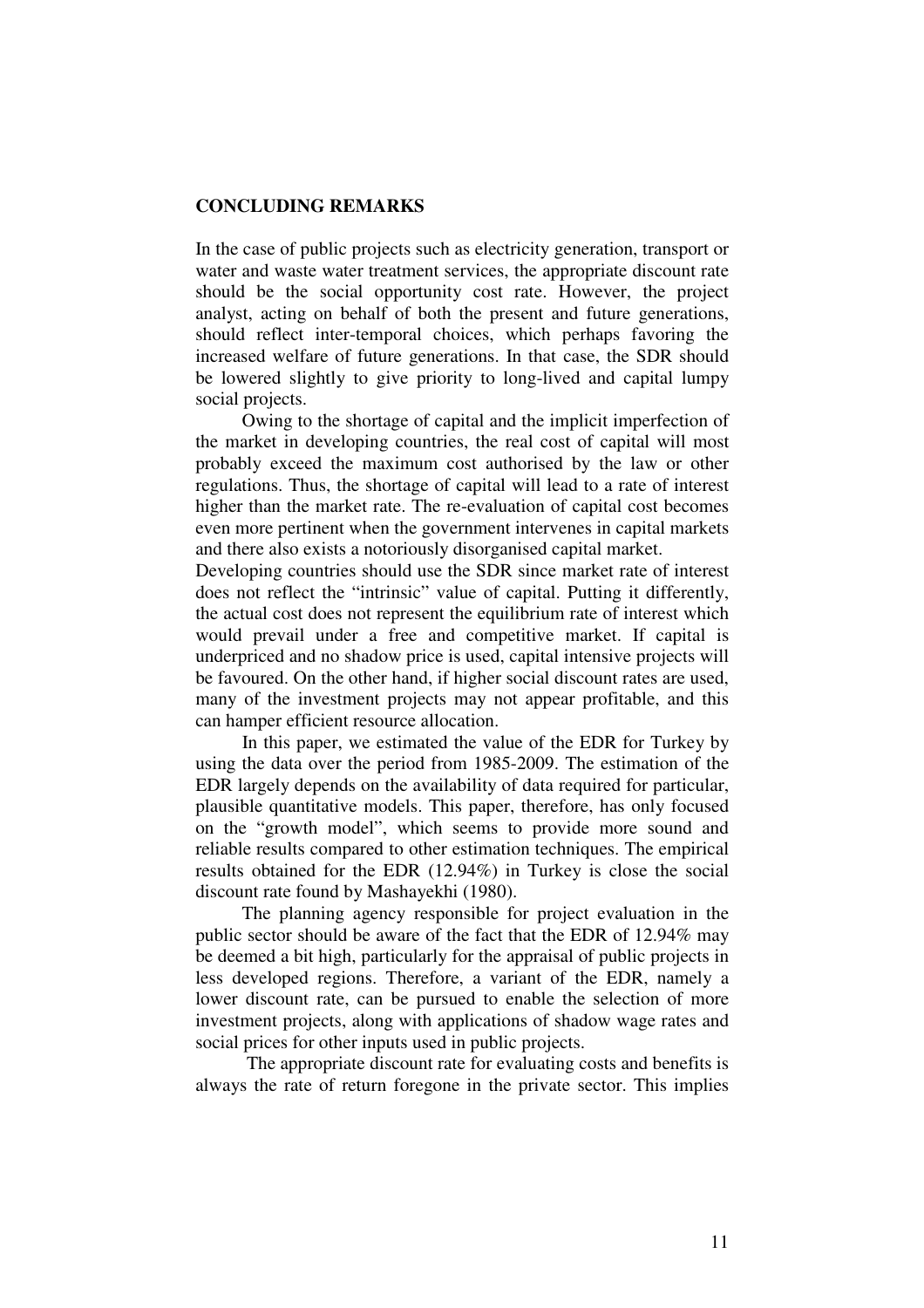## CONCLUDING REMARKS

In the case of public projects such as electricity generation, transport or water and waste water treatment services, the appropriate discount rate should be the social opportunity cost rate. However, the project analyst, acting on behalf of both the present and future generations, should reflect inter-temporal choices, which perhaps favoring the increased welfare of future generations. In that case, the SDR should be lowered slightly to give priority to long-lived and capital lumpy social projects.

Owing to the shortage of capital and the implicit imperfection of the market in developing countries, the real cost of capital will most probably exceed the maximum cost authorised by the law or other regulations. Thus, the shortage of capital will lead to a rate of interest higher than the market rate. The re-evaluation of capital cost becomes even more pertinent when the government intervenes in capital markets and there also exists a notoriously disorganised capital market.

Developing countries should use the SDR since market rate of interest does not reflect the "intrinsic" value of capital. Putting it differently, the actual cost does not represent the equilibrium rate of interest which would prevail under a free and competitive market. If capital is underpriced and no shadow price is used, capital intensive projects will be favoured. On the other hand, if higher social discount rates are used, many of the investment projects may not appear profitable, and this can hamper efficient resource allocation.

In this paper, we estimated the value of the EDR for Turkey by using the data over the period from 1985-2009. The estimation of the EDR largely depends on the availability of data required for particular, plausible quantitative models. This paper, therefore, has only focused on the "growth model", which seems to provide more sound and reliable results compared to other estimation techniques. The empirical results obtained for the EDR (12.94%) in Turkey is close the social discount rate found by Mashayekhi (1980).

The planning agency responsible for project evaluation in the public sector should be aware of the fact that the EDR of 12.94% may be deemed a bit high, particularly for the appraisal of public projects in less developed regions. Therefore, a variant of the EDR, namely a lower discount rate, can be pursued to enable the selection of more investment projects, along with applications of shadow wage rates and social prices for other inputs used in public projects.

The appropriate discount rate for evaluating costs and benefits is always the rate of return foregone in the private sector. This implies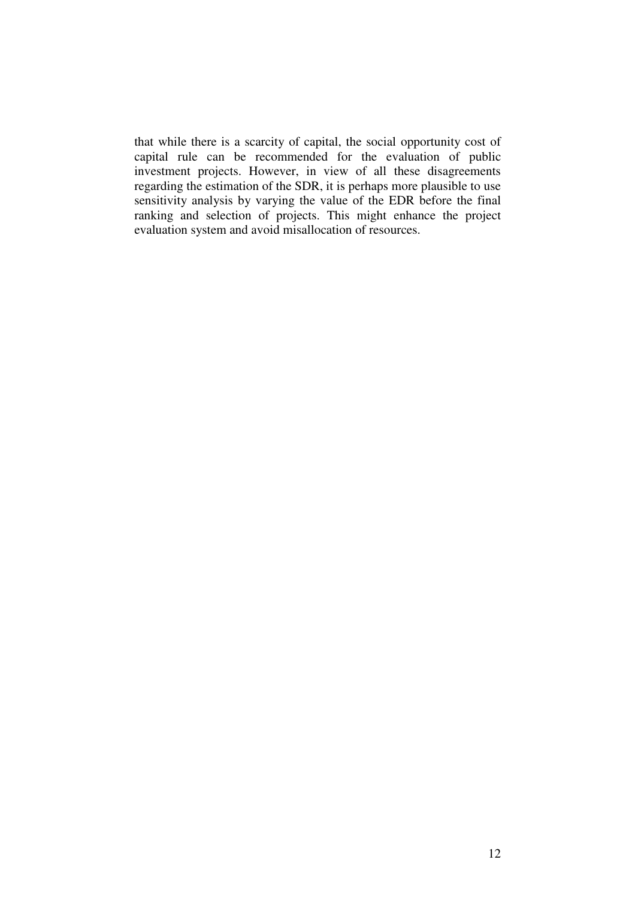that while there is a scarcity of capital, the social opportunity cost of capital rule can be recommended for the evaluation of public investment projects. However, in view of all these disagreements regarding the estimation of the SDR, it is perhaps more plausible to use sensitivity analysis by varying the value of the EDR before the final ranking and selection of projects. This might enhance the project evaluation system and avoid misallocation of resources.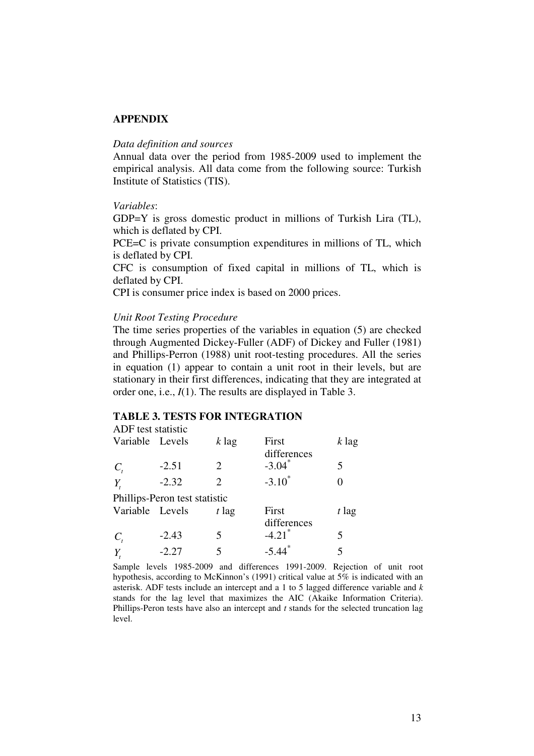## APPENDIX

*Data definition and sources*

Annual data over the period from 1985-2009 used to implement the empirical analysis. All data come from the following source: Turkish Institute of Statistics (TIS).

*Variables*:

GDP=Y is gross domestic product in millions of Turkish Lira (TL), which is deflated by CPI.

PCE=C is private consumption expenditures in millions of TL, which is deflated by CPI.

CFC is consumption of fixed capital in millions of TL, which is deflated by CPI.

CPI is consumer price index is based on 2000 prices.

*Unit Root Testing Procedure*

The time series properties of the variables in equation (5) are checked through Augmented Dickey-Fuller (ADF) of Dickey and Fuller (1981) and Phillips-Perron (1988) unit root-testing procedures. All the series in equation (1) appear to contain a unit root in their levels, but are stationary in their first differences, indicating that they are integrated at order one, i.e., *I*(1). The results are displayed in Table 3.

### TABLE 3. TESTS FOR INTEGRATION

| ADF test statistic | | | | |
|---|---|---|---|---|
| Variable | Levels | *k* lag | First differences | *k* lag |
| $C_t$ | -2.51 | 2 | $-3.04^{*}$ | 5 |
| $Y_t$ | -2.32 | 2 | $-3.10^{*}$ | 0 |
| **Phillips-Peron test statistic** | | | | |
| Variable | Levels | *t* lag | First differences | *t* lag |
| $C_t$ | -2.43 | 5 | $-4.21^{*}$ | 5 |
| $Y_t$ | -2.27 | 5 | $-5.44^{*}$ | 5 |

Sample levels 1985-2009 and differences 1991-2009. Rejection of unit root hypothesis, according to McKinnon's (1991) critical value at 5% is indicated with an asterisk. ADF tests include an intercept and a 1 to 5 lagged difference variable and *k* stands for the lag level that maximizes the AIC (Akaike Information Criteria). Phillips-Peron tests have also an intercept and *t* stands for the selected truncation lag level.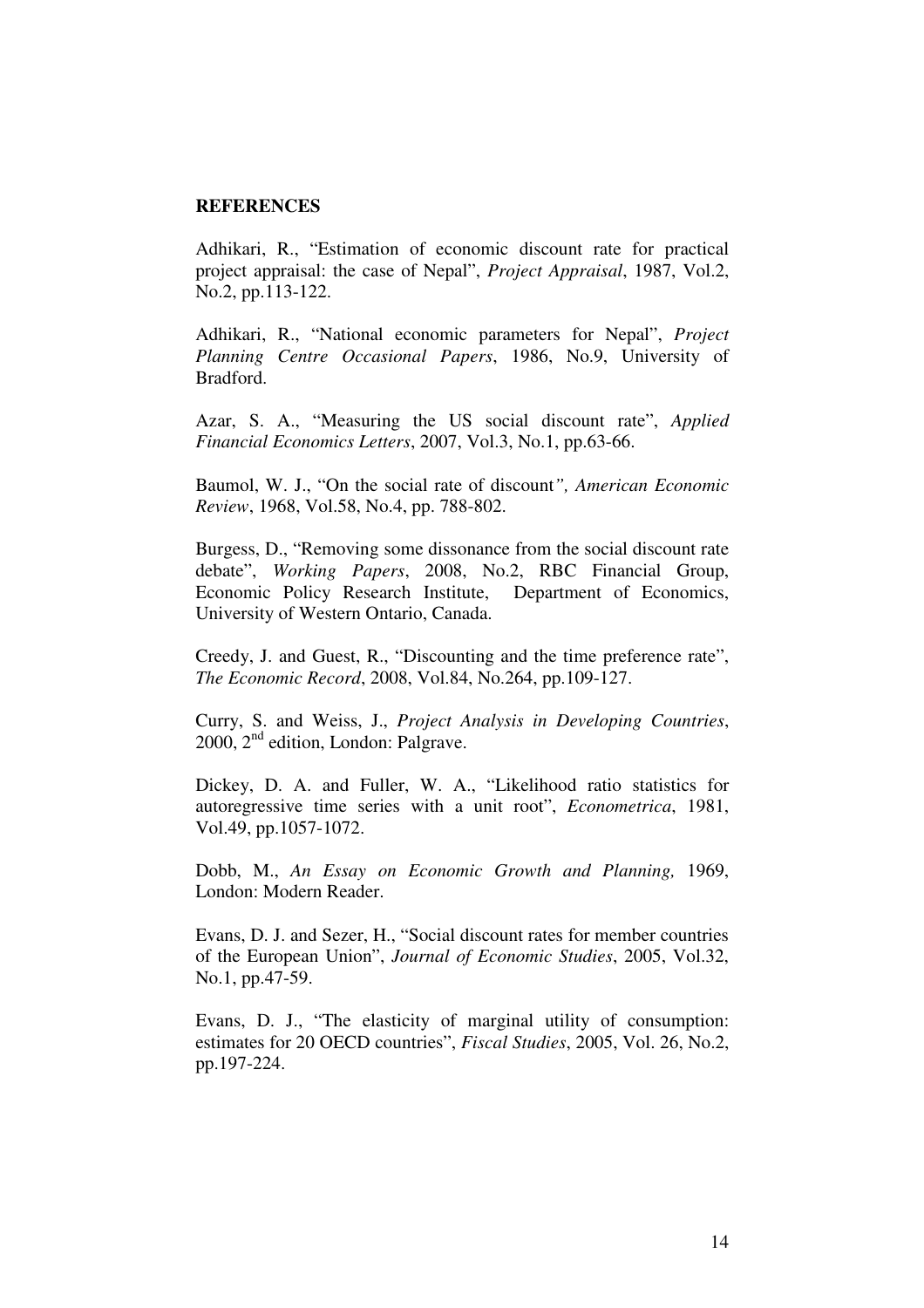## REFERENCES

Adhikari, R., "Estimation of economic discount rate for practical project appraisal: the case of Nepal", *Project Appraisal*, 1987, Vol.2, No.2, pp.113-122.

Adhikari, R., "National economic parameters for Nepal", *Project Planning Centre Occasional Papers*, 1986, No.9, University of Bradford.

Azar, S. A., "Measuring the US social discount rate", *Applied Financial Economics Letters*, 2007, Vol.3, No.1, pp.63-66.

Baumol, W. J., "On the social rate of discount*", American Economic Review*, 1968, Vol.58, No.4, pp. 788-802.

Burgess, D., "Removing some dissonance from the social discount rate debate", *Working Papers*, 2008, No.2, RBC Financial Group, Economic Policy Research Institute, Department of Economics, University of Western Ontario, Canada.

Creedy, J. and Guest, R., "Discounting and the time preference rate", *The Economic Record*, 2008, Vol.84, No.264, pp.109-127.

Curry, S. and Weiss, J., *Project Analysis in Developing Countries*, 2000, 2nd edition, London: Palgrave.

Dickey, D. A. and Fuller, W. A., "Likelihood ratio statistics for autoregressive time series with a unit root", *Econometrica*, 1981, Vol.49, pp.1057-1072.

Dobb, M., *An Essay on Economic Growth and Planning,* 1969, London: Modern Reader.

Evans, D. J. and Sezer, H., "Social discount rates for member countries of the European Union", *Journal of Economic Studies*, 2005, Vol.32, No.1, pp.47-59.

Evans, D. J., "The elasticity of marginal utility of consumption: estimates for 20 OECD countries", *Fiscal Studies*, 2005, Vol. 26, No.2, pp.197-224.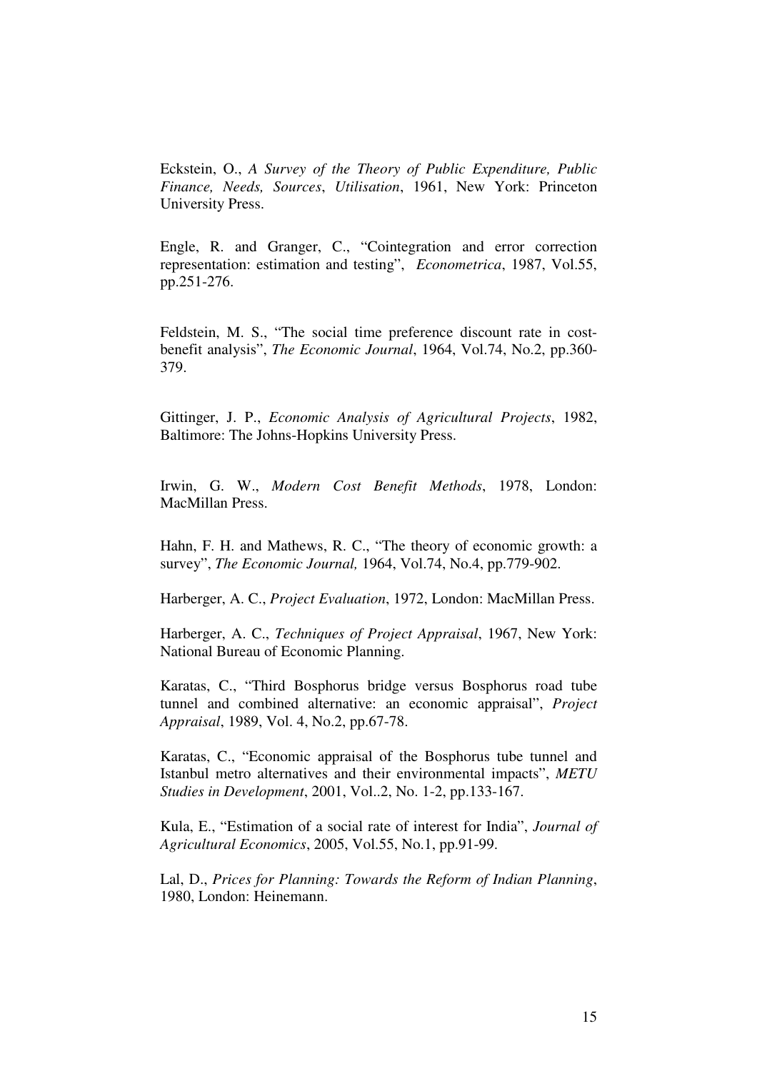Eckstein, O., *A Survey of the Theory of Public Expenditure, Public Finance, Needs, Sources*, *Utilisation*, 1961, New York: Princeton University Press.

Engle, R. and Granger, C., "Cointegration and error correction representation: estimation and testing", *Econometrica*, 1987, Vol.55, pp.251-276.

Feldstein, M. S., "The social time preference discount rate in cost-benefit analysis", *The Economic Journal*, 1964, Vol.74, No.2, pp.360-379.

Gittinger, J. P., *Economic Analysis of Agricultural Projects*, 1982, Baltimore: The Johns-Hopkins University Press.

Irwin, G. W., *Modern Cost Benefit Methods*, 1978, London: MacMillan Press.

Hahn, F. H. and Mathews, R. C., "The theory of economic growth: a survey", *The Economic Journal,* 1964, Vol.74, No.4, pp.779-902.

Harberger, A. C., *Project Evaluation*, 1972, London: MacMillan Press.

Harberger, A. C., *Techniques of Project Appraisal*, 1967, New York: National Bureau of Economic Planning.

Karatas, C., "Third Bosphorus bridge versus Bosphorus road tube tunnel and combined alternative: an economic appraisal", *Project Appraisal*, 1989, Vol. 4, No.2, pp.67-78.

Karatas, C., "Economic appraisal of the Bosphorus tube tunnel and Istanbul metro alternatives and their environmental impacts", *METU Studies in Development*, 2001, Vol..2, No. 1-2, pp.133-167.

Kula, E., "Estimation of a social rate of interest for India", *Journal of Agricultural Economics*, 2005, Vol.55, No.1, pp.91-99.

Lal, D., *Prices for Planning: Towards the Reform of Indian Planning*, 1980, London: Heinemann.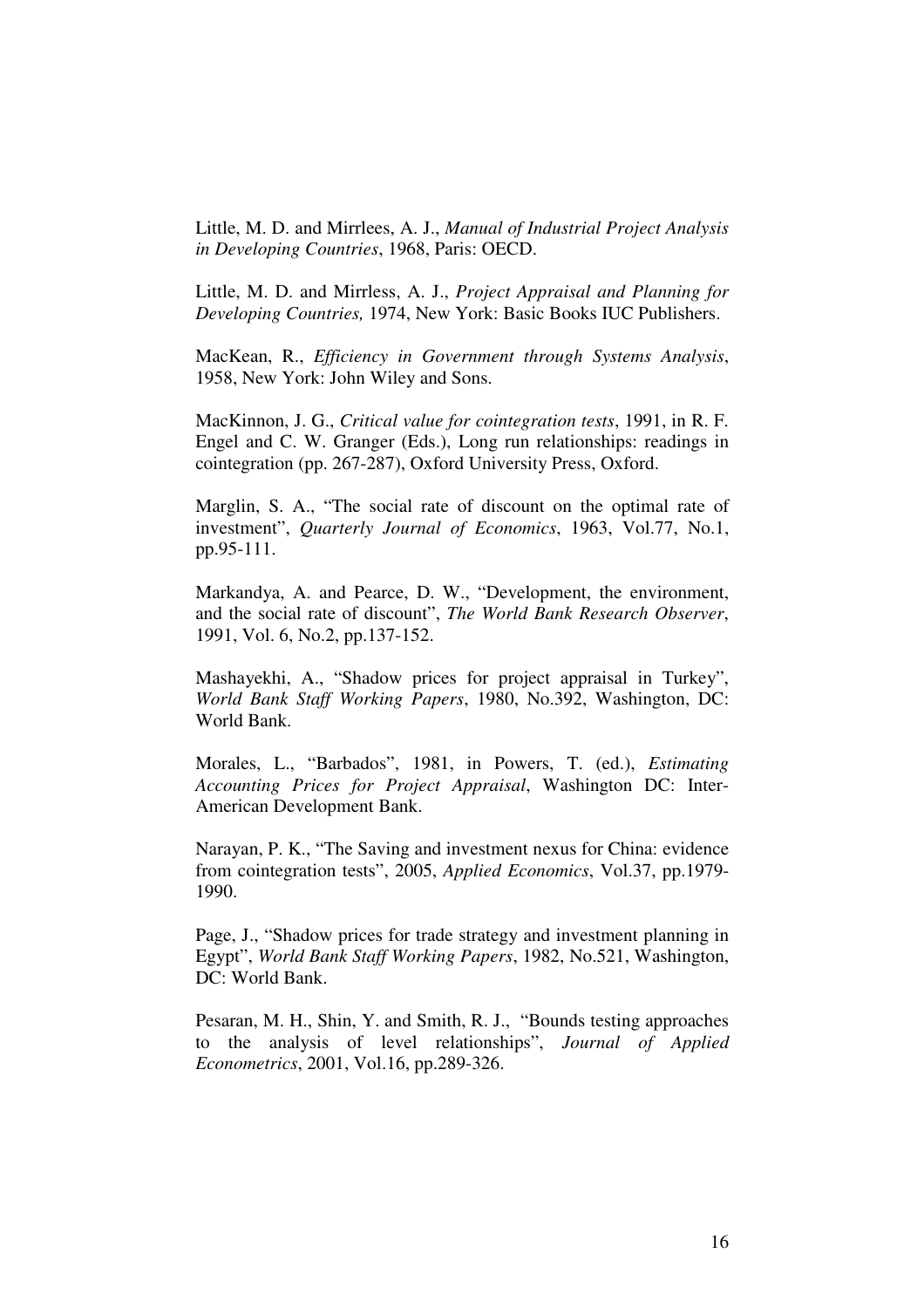Little, M. D. and Mirrlees, A. J., *Manual of Industrial Project Analysis in Developing Countries*, 1968, Paris: OECD.

Little, M. D. and Mirrless, A. J., *Project Appraisal and Planning for Developing Countries,* 1974, New York: Basic Books IUC Publishers.

MacKean, R., *Efficiency in Government through Systems Analysis*, 1958, New York: John Wiley and Sons.

MacKinnon, J. G., *Critical value for cointegration tests*, 1991, in R. F. Engel and C. W. Granger (Eds.), Long run relationships: readings in cointegration (pp. 267-287), Oxford University Press, Oxford.

Marglin, S. A., "The social rate of discount on the optimal rate of investment", *Quarterly Journal of Economics*, 1963, Vol.77, No.1, pp.95-111.

Markandya, A. and Pearce, D. W., "Development, the environment, and the social rate of discount", *The World Bank Research Observer*, 1991, Vol. 6, No.2, pp.137-152.

Mashayekhi, A., "Shadow prices for project appraisal in Turkey", *World Bank Staff Working Papers*, 1980, No.392, Washington, DC: World Bank.

Morales, L., "Barbados", 1981, in Powers, T. (ed.), *Estimating Accounting Prices for Project Appraisal*, Washington DC: Inter-American Development Bank.

Narayan, P. K., "The Saving and investment nexus for China: evidence from cointegration tests", 2005, *Applied Economics*, Vol.37, pp.1979-1990.

Page, J., "Shadow prices for trade strategy and investment planning in Egypt", *World Bank Staff Working Papers*, 1982, No.521, Washington, DC: World Bank.

Pesaran, M. H., Shin, Y. and Smith, R. J., "Bounds testing approaches to the analysis of level relationships", *Journal of Applied Econometrics*, 2001, Vol.16, pp.289-326.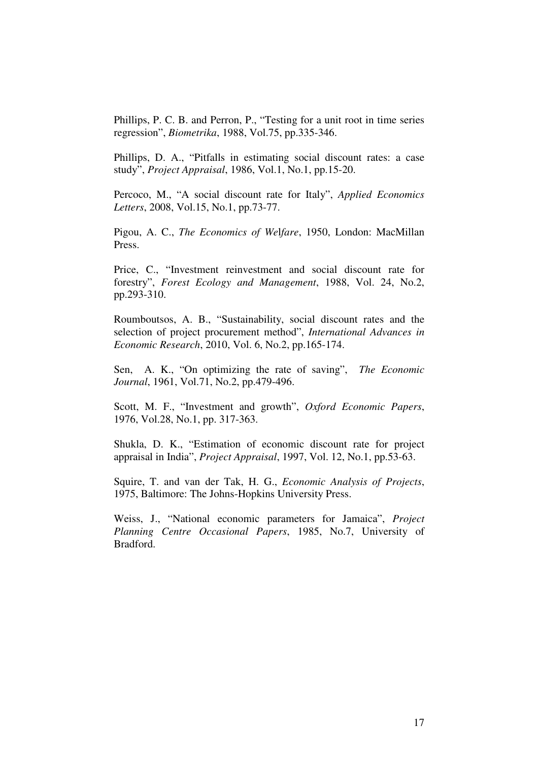Phillips, P. C. B. and Perron, P., "Testing for a unit root in time series regression", *Biometrika*, 1988, Vol.75, pp.335-346.

Phillips, D. A., "Pitfalls in estimating social discount rates: a case study", *Project Appraisal*, 1986, Vol.1, No.1, pp.15-20.

Percoco, M., "A social discount rate for Italy", *Applied Economics Letters*, 2008, Vol.15, No.1, pp.73-77.

Pigou, A. C., *The Economics of Welfare*, 1950, London: MacMillan Press.

Price, C., "Investment reinvestment and social discount rate for forestry", *Forest Ecology and Management*, 1988, Vol. 24, No.2, pp.293-310.

Roumboutsos, A. B., "Sustainability, social discount rates and the selection of project procurement method", *International Advances in Economic Research*, 2010, Vol. 6, No.2, pp.165-174.

Sen, A. K., "On optimizing the rate of saving", *The Economic Journal*, 1961, Vol.71, No.2, pp.479-496.

Scott, M. F., "Investment and growth", *Oxford Economic Papers*, 1976, Vol.28, No.1, pp. 317-363.

Shukla, D. K., "Estimation of economic discount rate for project appraisal in India", *Project Appraisal*, 1997, Vol. 12, No.1, pp.53-63.

Squire, T. and van der Tak, H. G., *Economic Analysis of Projects*, 1975, Baltimore: The Johns-Hopkins University Press.

Weiss, J., "National economic parameters for Jamaica", *Project Planning Centre Occasional Papers*, 1985, No.7, University of Bradford.